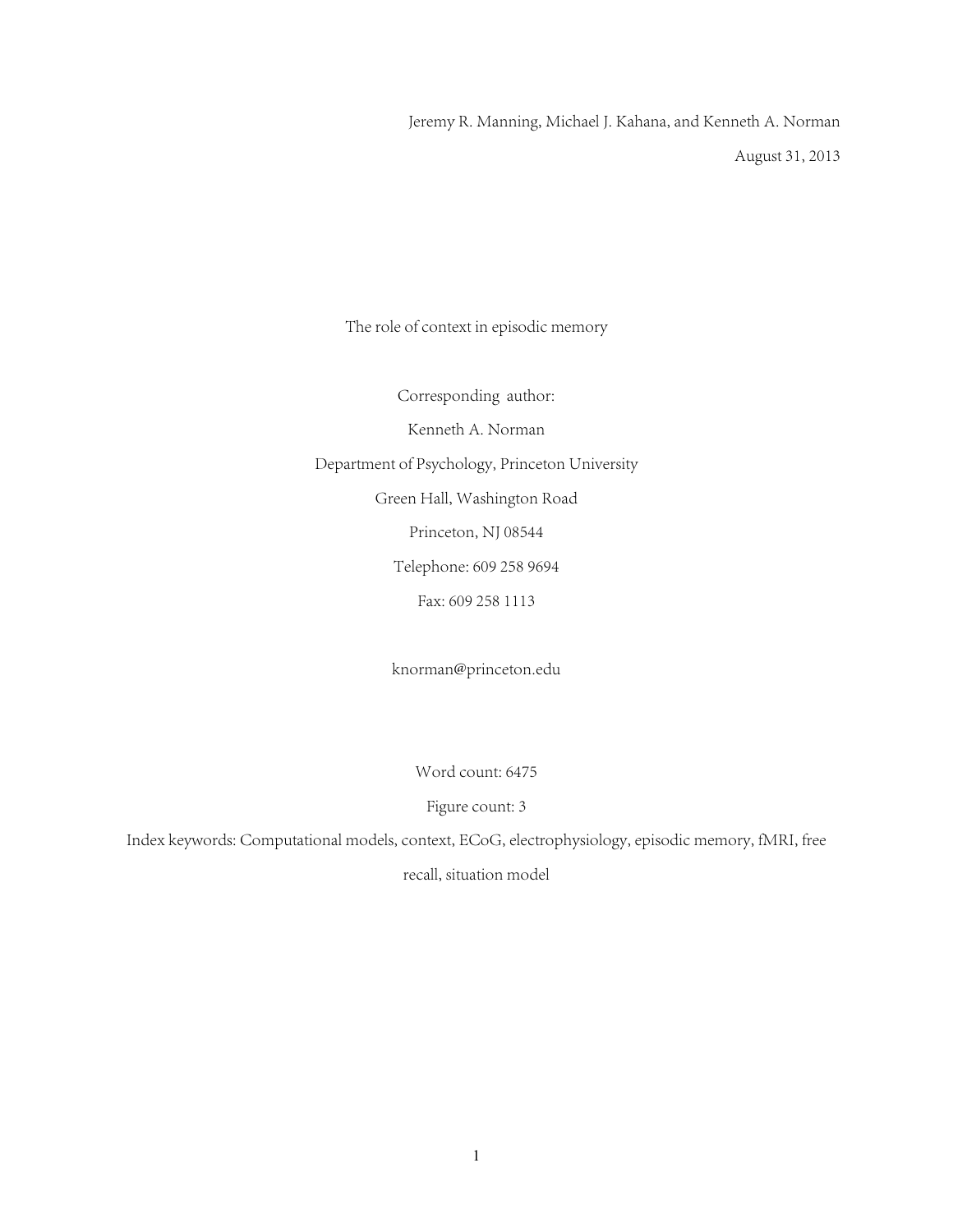Jeremy R. Manning, Michael J. Kahana, and Kenneth A. Norman

August 31, 2013

# The role of context in episodic memory

Corresponding author:

Kenneth A. Norman

Department of Psychology, Princeton University

Green Hall, Washington Road

Princeton, NJ 08544

Telephone: 609 258 9694

Fax: 609 258 1113

knorman@princeton.edu

Word count: 6475

Figure count: 3

Index keywords: Computational models, context, ECoG, electrophysiology, episodic memory, fMRI, free recall, situation model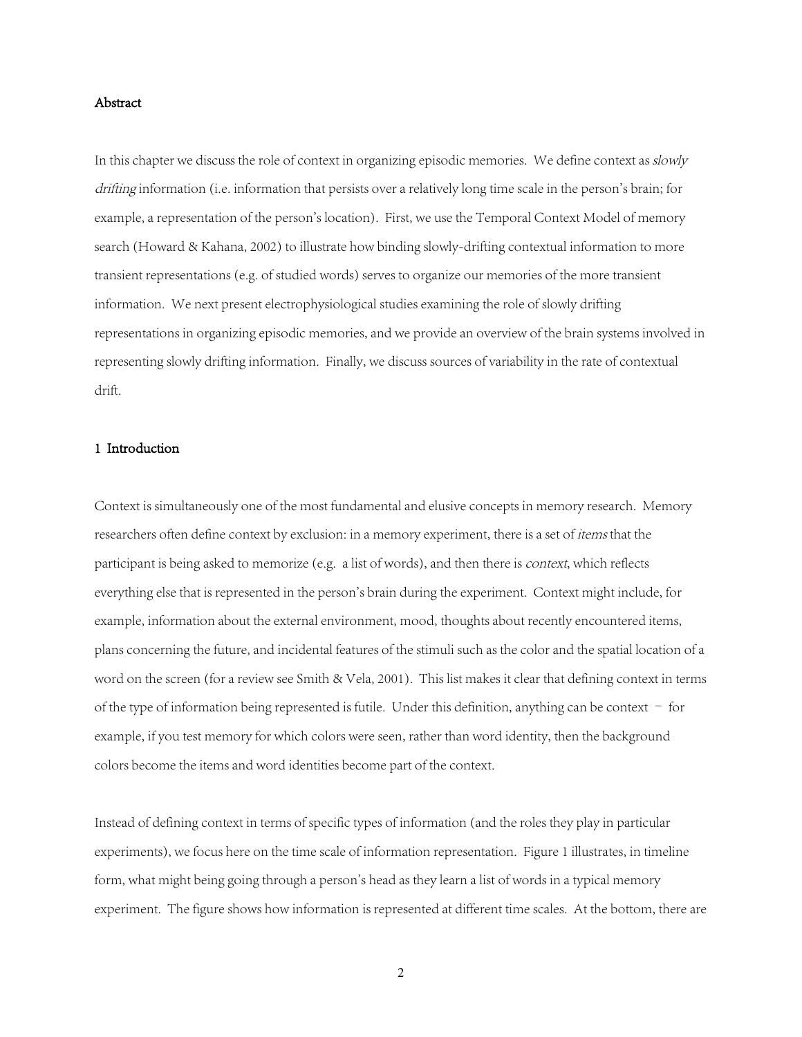## Abstract

In this chapter we discuss the role of context in organizing episodic memories. We define context as *slowly drifting* information (i.e. information that persists over a relatively long time scale in the person's brain; for example, a representation of the person's location). First, we use the Temporal Context Model of memory search (Howard & Kahana, 2002) to illustrate how binding slowly-drifting contextual information to more transient representations (e.g. of studied words) serves to organize our memories of the more transient information. We next present electrophysiological studies examining the role of slowly drifting representations in organizing episodic memories, and we provide an overview of the brain systems involved in representing slowly drifting information. Finally, we discuss sources of variability in the rate of contextual drift.

## 1 Introduction

Context is simultaneously one of the most fundamental and elusive concepts in memory research. Memory researchers often define context by exclusion: in a memory experiment, there is a set of *items* that the participant is being asked to memorize (e.g. a list of words), and then there is *context*, which reflects everything else that is represented in the person's brain during the experiment. Context might include, for example, information about the external environment, mood, thoughts about recently encountered items, plans concerning the future, and incidental features of the stimuli such as the color and the spatial location of a word on the screen (for a review see Smith & Vela, 2001). This list makes it clear that defining context in terms of the type of information being represented is futile. Under this definition, anything can be context – for example, if you test memory for which colors were seen, rather than word identity, then the background colors become the items and word identities become part of the context.

Instead of defining context in terms of specific types of information (and the roles they play in particular experiments), we focus here on the time scale of information representation. Figure 1 illustrates, in timeline form, what might being going through a person's head as they learn a list of words in a typical memory experiment. The figure shows how information is represented at different time scales. At the bottom, there are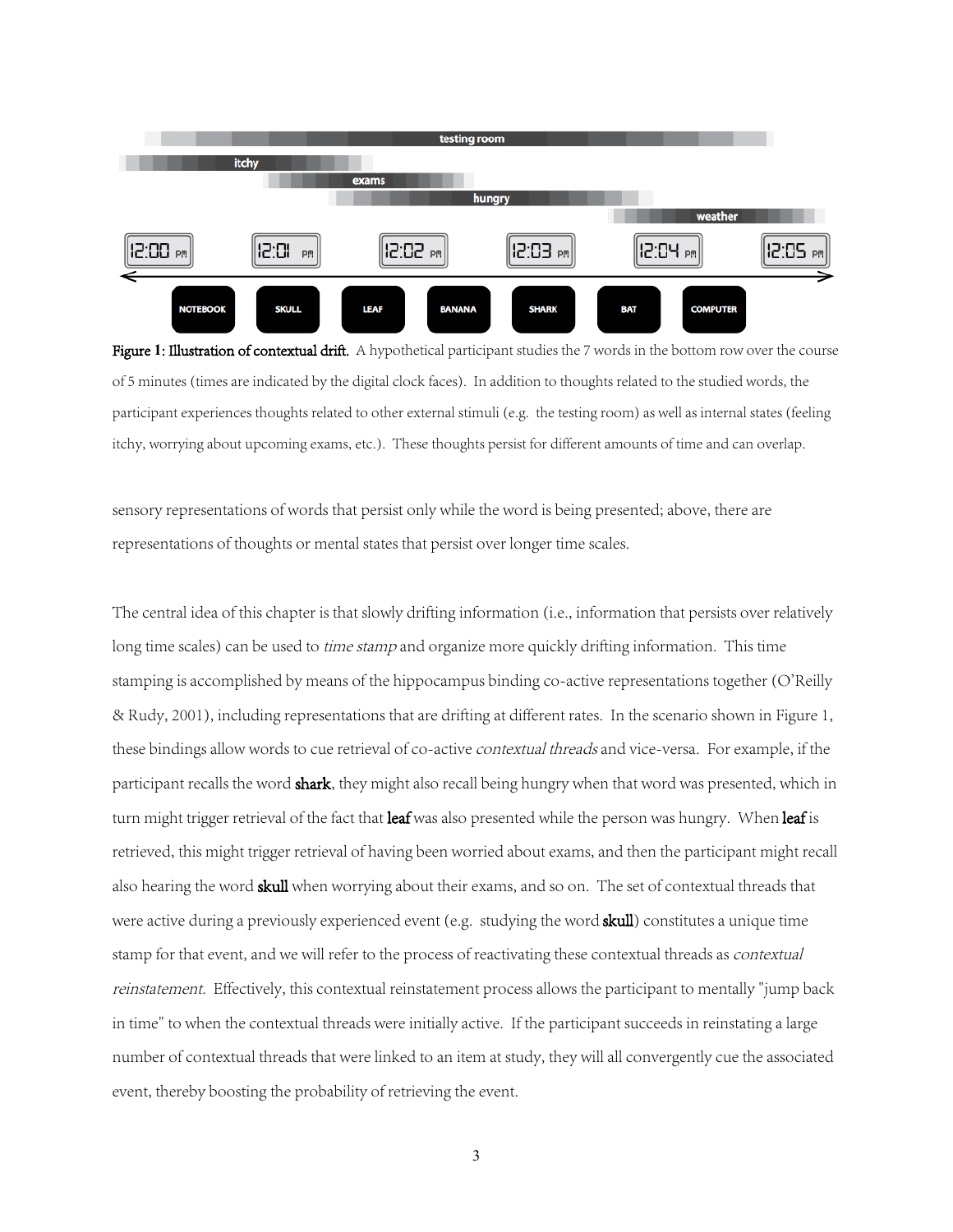**Figure 1: Illustration of contextual drift.** A hypothetical participant studies the 7 words in the bottom row over the course of 5 minutes (times are indicated by the digital clock faces). In addition to thoughts related to the studied words, the participant experiences thoughts related to other external stimuli (e.g. the testing room) as well as internal states (feeling itchy, worrying about upcoming exams, etc.). These thoughts persist for different amounts of time and can overlap.

sensory representations of words that persist only while the word is being presented; above, there are representations of thoughts or mental states that persist over longer time scales.

The central idea of this chapter is that slowly drifting information (i.e., information that persists over relatively long time scales) can be used to *time stamp* and organize more quickly drifting information. This time stamping is accomplished by means of the hippocampus binding co-active representations together (O'Reilly & Rudy, 2001), including representations that are drifting at different rates. In the scenario shown in Figure 1, these bindings allow words to cue retrieval of co-active *contextual threads* and vice-versa. For example, if the participant recalls the word **shark**, they might also recall being hungry when that word was presented, which in turn might trigger retrieval of the fact that **leaf** was also presented while the person was hungry. When **leaf** is retrieved, this might trigger retrieval of having been worried about exams, and then the participant might recall also hearing the word **skull** when worrying about their exams, and so on. The set of contextual threads that were active during a previously experienced event (e.g. studying the word **skull**) constitutes a unique time stamp for that event, and we will refer to the process of reactivating these contextual threads as *contextual reinstatement*. Effectively, this contextual reinstatement process allows the participant to mentally "jump back in time" to when the contextual threads were initially active. If the participant succeeds in reinstating a large number of contextual threads that were linked to an item at study, they will all convergently cue the associated event, thereby boosting the probability of retrieving the event.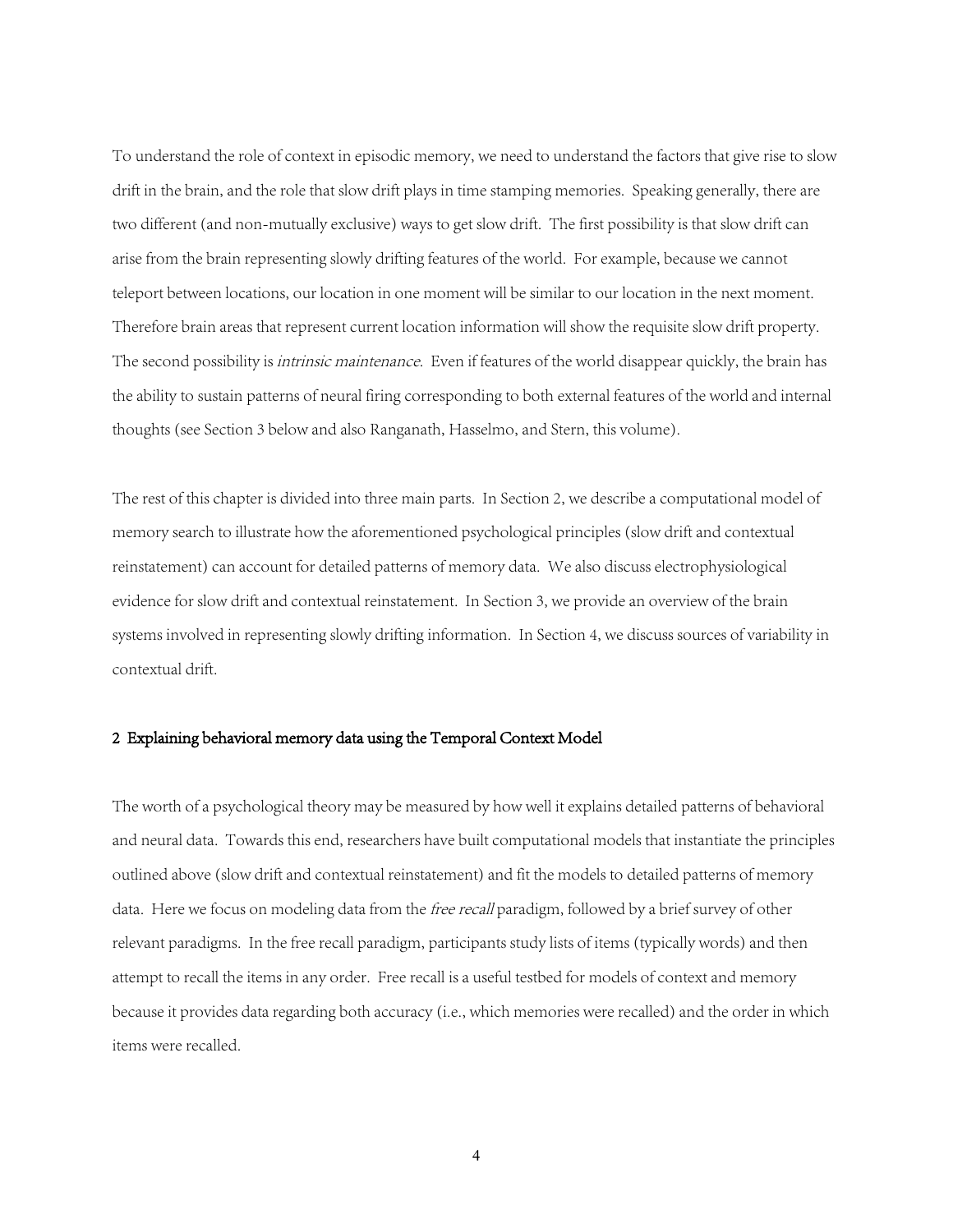To understand the role of context in episodic memory, we need to understand the factors that give rise to slow drift in the brain, and the role that slow drift plays in time stamping memories. Speaking generally, there are two different (and non-mutually exclusive) ways to get slow drift. The first possibility is that slow drift can arise from the brain representing slowly drifting features of the world. For example, because we cannot teleport between locations, our location in one moment will be similar to our location in the next moment. Therefore brain areas that represent current location information will show the requisite slow drift property. The second possibility is *intrinsic maintenance*. Even if features of the world disappear quickly, the brain has the ability to sustain patterns of neural firing corresponding to both external features of the world and internal thoughts (see Section 3 below and also Ranganath, Hasselmo, and Stern, this volume).

The rest of this chapter is divided into three main parts. In Section 2, we describe a computational model of memory search to illustrate how the aforementioned psychological principles (slow drift and contextual reinstatement) can account for detailed patterns of memory data. We also discuss electrophysiological evidence for slow drift and contextual reinstatement. In Section 3, we provide an overview of the brain systems involved in representing slowly drifting information. In Section 4, we discuss sources of variability in contextual drift.

## 2 Explaining behavioral memory data using the Temporal Context Model

The worth of a psychological theory may be measured by how well it explains detailed patterns of behavioral and neural data. Towards this end, researchers have built computational models that instantiate the principles outlined above (slow drift and contextual reinstatement) and fit the models to detailed patterns of memory data. Here we focus on modeling data from the *free recall* paradigm, followed by a brief survey of other relevant paradigms. In the free recall paradigm, participants study lists of items (typically words) and then attempt to recall the items in any order. Free recall is a useful testbed for models of context and memory because it provides data regarding both accuracy (i.e., which memories were recalled) and the order in which items were recalled.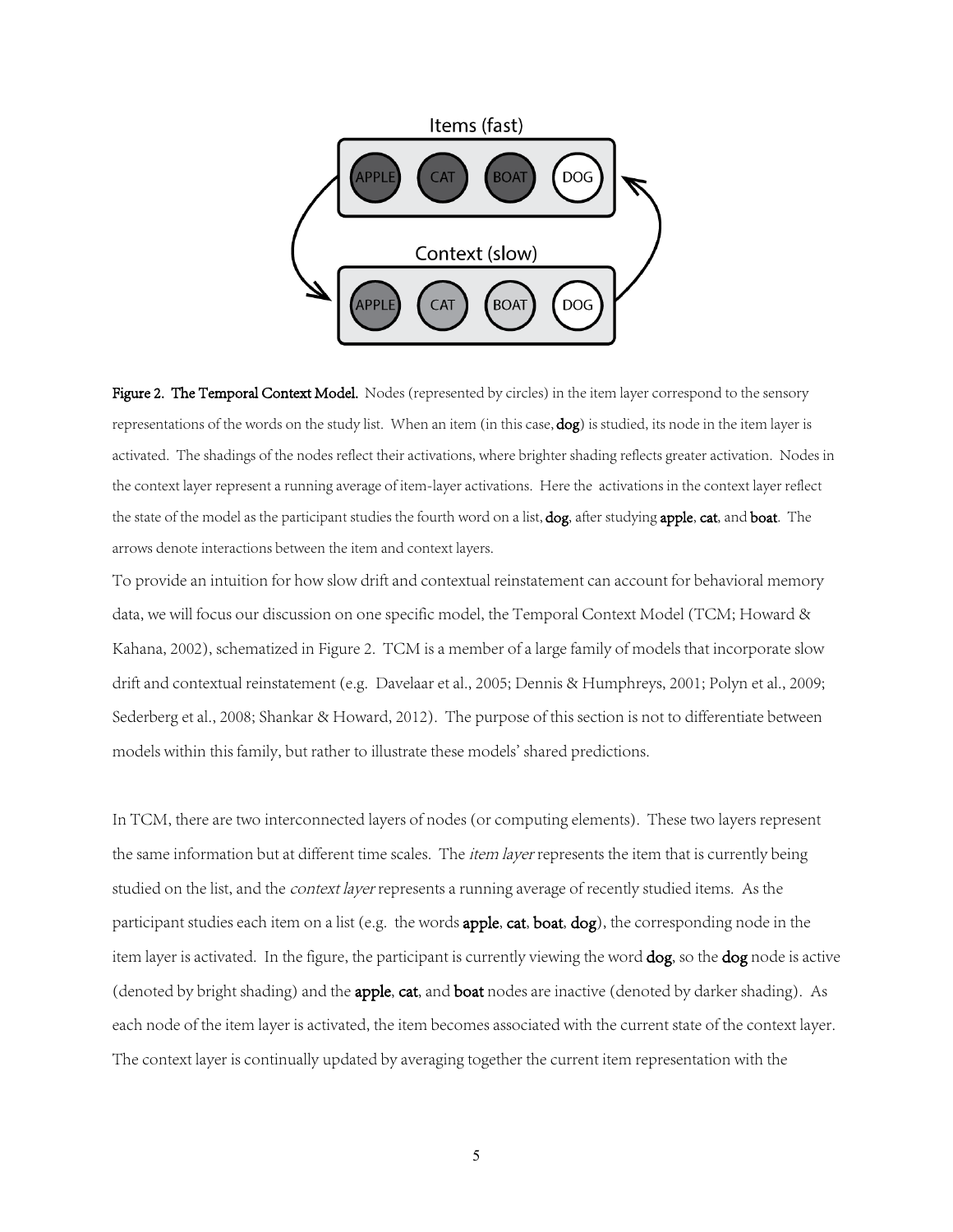Items (fast)

APPLE CAT BOAT DOG

Context (slow)

APPLE CAT BOAT DOG

**Figure 2. The Temporal Context Model.** Nodes (represented by circles) in the item layer correspond to the sensory representations of the words on the study list. When an item (in this case, **dog**) is studied, its node in the item layer is activated. The shadings of the nodes reflect their activations, where brighter shading reflects greater activation. Nodes in the context layer represent a running average of item-layer activations. Here the activations in the context layer reflect the state of the model as the participant studies the fourth word on a list, **dog**, after studying **apple**, **cat**, and **boat**. The arrows denote interactions between the item and context layers.

To provide an intuition for how slow drift and contextual reinstatement can account for behavioral memory data, we will focus our discussion on one specific model, the Temporal Context Model (TCM; Howard & Kahana, 2002), schematized in Figure 2. TCM is a member of a large family of models that incorporate slow drift and contextual reinstatement (e.g. Davelaar et al., 2005; Dennis & Humphreys, 2001; Polyn et al., 2009; Sederberg et al., 2008; Shankar & Howard, 2012). The purpose of this section is not to differentiate between models within this family, but rather to illustrate these models' shared predictions.

In TCM, there are two interconnected layers of nodes (or computing elements). These two layers represent the same information but at different time scales. The *item layer* represents the item that is currently being studied on the list, and the *context layer* represents a running average of recently studied items. As the participant studies each item on a list (e.g. the words **apple**, **cat**, **boat**, **dog**), the corresponding node in the item layer is activated. In the figure, the participant is currently viewing the word **dog**, so the **dog** node is active (denoted by bright shading) and the **apple**, **cat**, and **boat** nodes are inactive (denoted by darker shading). As each node of the item layer is activated, the item becomes associated with the current state of the context layer. The context layer is continually updated by averaging together the current item representation with the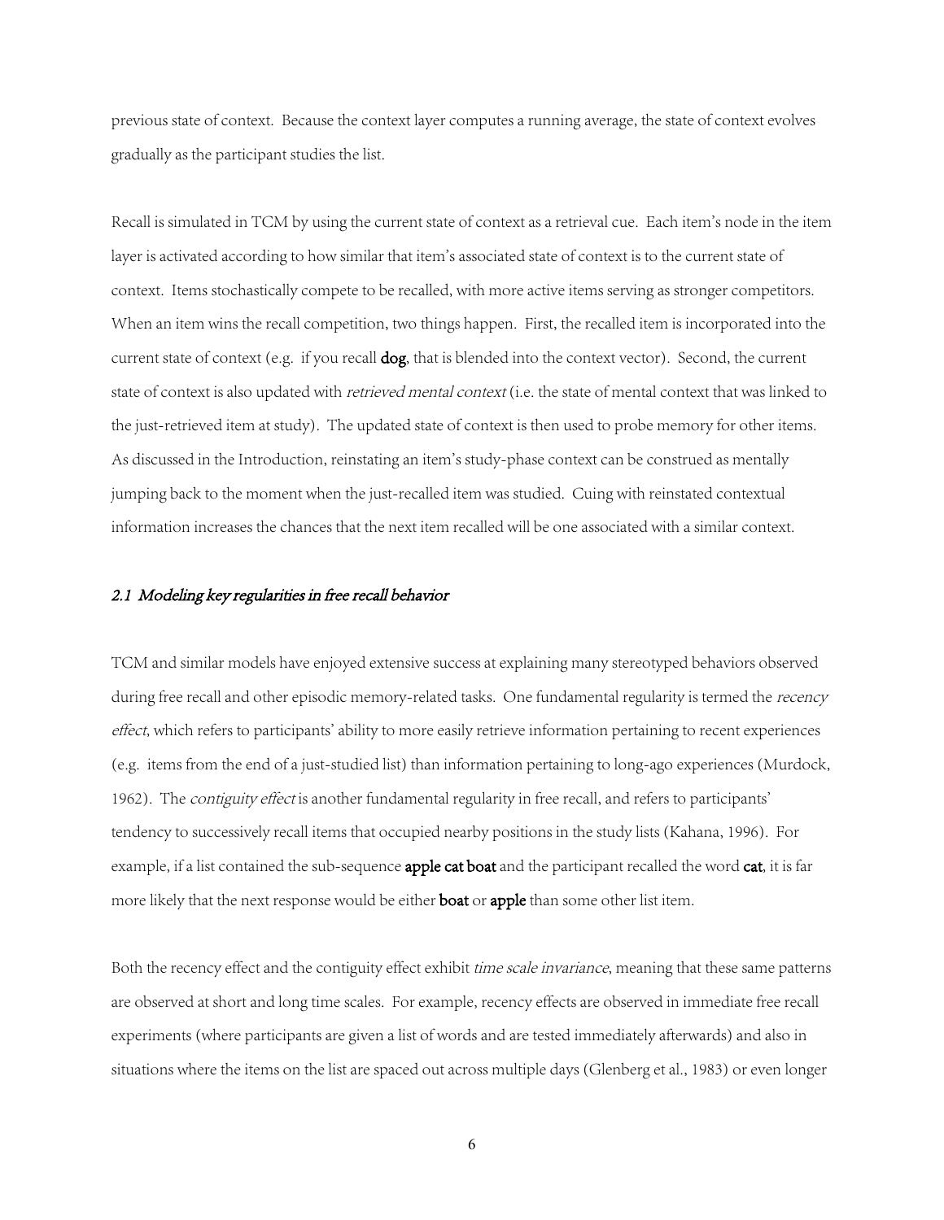previous state of context. Because the context layer computes a running average, the state of context evolves gradually as the participant studies the list.

Recall is simulated in TCM by using the current state of context as a retrieval cue. Each item's node in the item layer is activated according to how similar that item's associated state of context is to the current state of context. Items stochastically compete to be recalled, with more active items serving as stronger competitors. When an item wins the recall competition, two things happen. First, the recalled item is incorporated into the current state of context (e.g. if you recall **dog**, that is blended into the context vector). Second, the current state of context is also updated with *retrieved mental context* (i.e. the state of mental context that was linked to the just-retrieved item at study). The updated state of context is then used to probe memory for other items. As discussed in the Introduction, reinstating an item's study-phase context can be construed as mentally jumping back to the moment when the just-recalled item was studied. Cuing with reinstated contextual information increases the chances that the next item recalled will be one associated with a similar context.

### *2.1 Modeling key regularities in free recall behavior*

TCM and similar models have enjoyed extensive success at explaining many stereotyped behaviors observed during free recall and other episodic memory-related tasks. One fundamental regularity is termed the *recency effect*, which refers to participants' ability to more easily retrieve information pertaining to recent experiences (e.g. items from the end of a just-studied list) than information pertaining to long-ago experiences (Murdock, 1962). The *contiguity effect* is another fundamental regularity in free recall, and refers to participants' tendency to successively recall items that occupied nearby positions in the study lists (Kahana, 1996). For example, if a list contained the sub-sequence **apple cat boat** and the participant recalled the word **cat**, it is far more likely that the next response would be either **boat** or **apple** than some other list item.

Both the recency effect and the contiguity effect exhibit *time scale invariance*, meaning that these same patterns are observed at short and long time scales. For example, recency effects are observed in immediate free recall experiments (where participants are given a list of words and are tested immediately afterwards) and also in situations where the items on the list are spaced out across multiple days (Glenberg et al., 1983) or even longer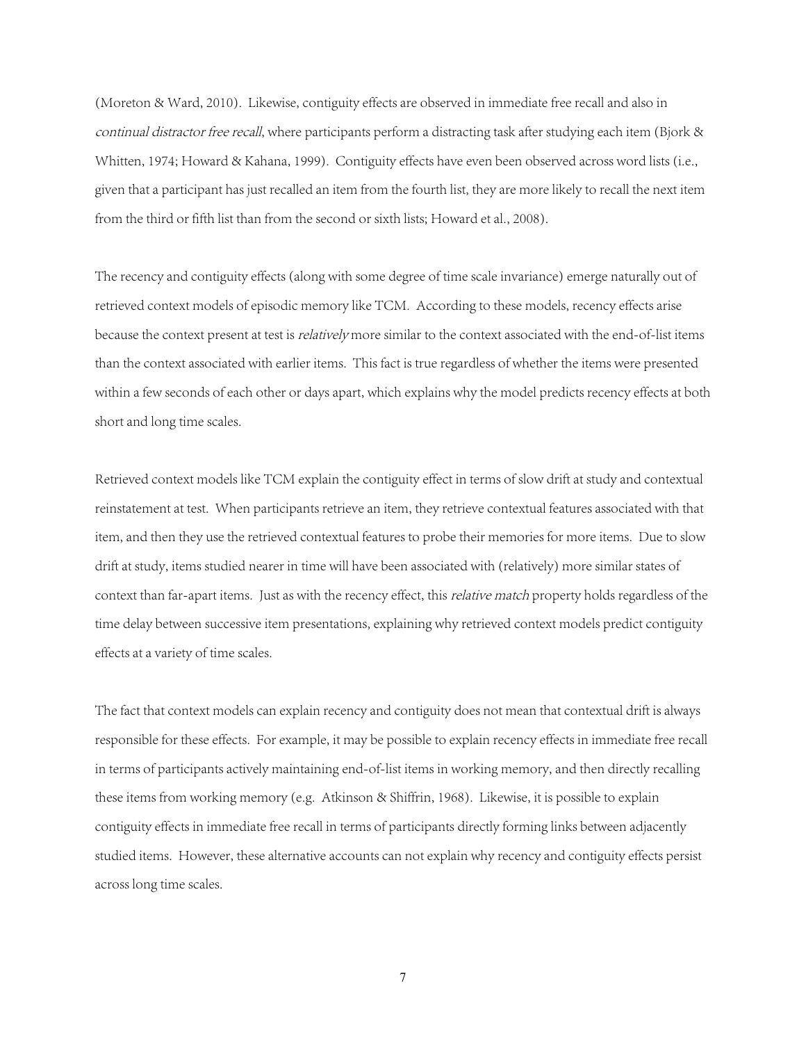(Moreton & Ward, 2010). Likewise, contiguity effects are observed in immediate free recall and also in *continual distractor free recall*, where participants perform a distracting task after studying each item (Bjork & Whitten, 1974; Howard & Kahana, 1999). Contiguity effects have even been observed across word lists (i.e., given that a participant has just recalled an item from the fourth list, they are more likely to recall the next item from the third or fifth list than from the second or sixth lists; Howard et al., 2008).

The recency and contiguity effects (along with some degree of time scale invariance) emerge naturally out of retrieved context models of episodic memory like TCM. According to these models, recency effects arise because the context present at test is *relatively* more similar to the context associated with the end-of-list items than the context associated with earlier items. This fact is true regardless of whether the items were presented within a few seconds of each other or days apart, which explains why the model predicts recency effects at both short and long time scales.

Retrieved context models like TCM explain the contiguity effect in terms of slow drift at study and contextual reinstatement at test. When participants retrieve an item, they retrieve contextual features associated with that item, and then they use the retrieved contextual features to probe their memories for more items. Due to slow drift at study, items studied nearer in time will have been associated with (relatively) more similar states of context than far-apart items. Just as with the recency effect, this *relative match* property holds regardless of the time delay between successive item presentations, explaining why retrieved context models predict contiguity effects at a variety of time scales.

The fact that context models can explain recency and contiguity does not mean that contextual drift is always responsible for these effects. For example, it may be possible to explain recency effects in immediate free recall in terms of participants actively maintaining end-of-list items in working memory, and then directly recalling these items from working memory (e.g. Atkinson & Shiffrin, 1968). Likewise, it is possible to explain contiguity effects in immediate free recall in terms of participants directly forming links between adjacently studied items. However, these alternative accounts can not explain why recency and contiguity effects persist across long time scales.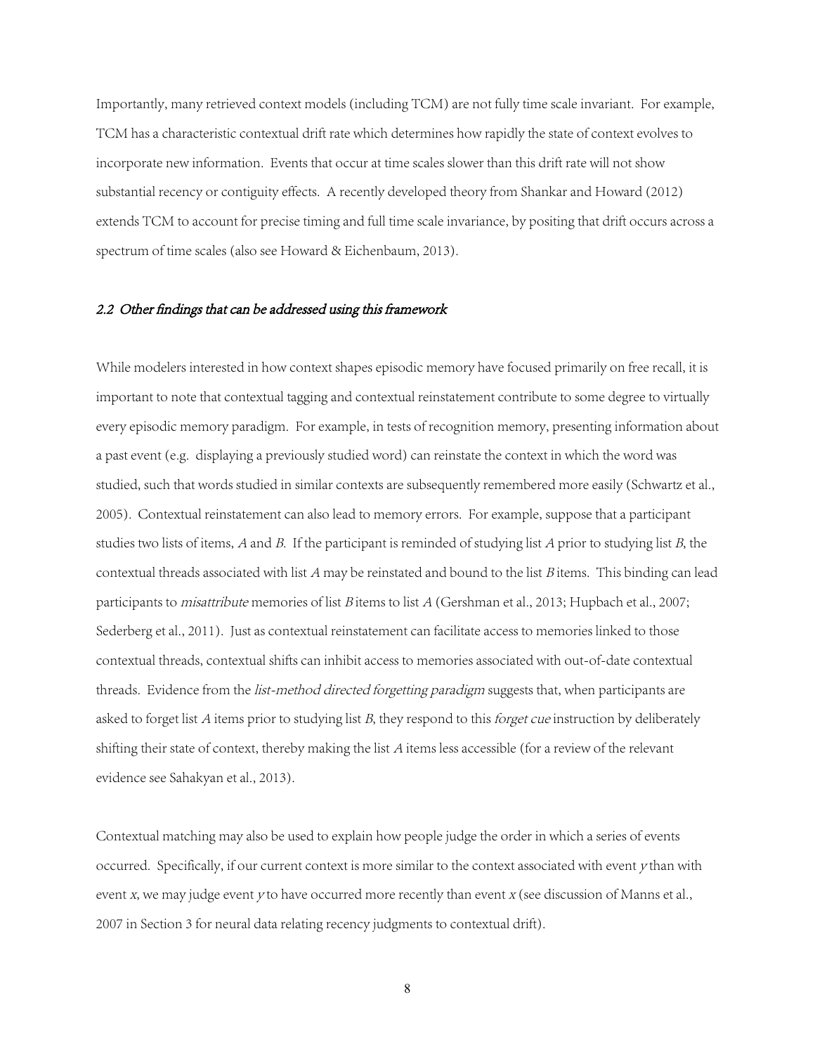Importantly, many retrieved context models (including TCM) are not fully time scale invariant. For example, TCM has a characteristic contextual drift rate which determines how rapidly the state of context evolves to incorporate new information. Events that occur at time scales slower than this drift rate will not show substantial recency or contiguity effects. A recently developed theory from Shankar and Howard (2012) extends TCM to account for precise timing and full time scale invariance, by positing that drift occurs across a spectrum of time scales (also see Howard & Eichenbaum, 2013).

### *2.2 Other findings that can be addressed using this framework*

While modelers interested in how context shapes episodic memory have focused primarily on free recall, it is important to note that contextual tagging and contextual reinstatement contribute to some degree to virtually every episodic memory paradigm. For example, in tests of recognition memory, presenting information about a past event (e.g. displaying a previously studied word) can reinstate the context in which the word was studied, such that words studied in similar contexts are subsequently remembered more easily (Schwartz et al., 2005). Contextual reinstatement can also lead to memory errors. For example, suppose that a participant studies two lists of items, *A* and *B*. If the participant is reminded of studying list *A* prior to studying list *B*, the contextual threads associated with list *A* may be reinstated and bound to the list *B* items. This binding can lead participants to *misattribute* memories of list *B* items to list *A* (Gershman et al., 2013; Hupbach et al., 2007; Sederberg et al., 2011). Just as contextual reinstatement can facilitate access to memories linked to those contextual threads, contextual shifts can inhibit access to memories associated with out-of-date contextual threads. Evidence from the *list-method directed forgetting paradigm* suggests that, when participants are asked to forget list *A* items prior to studying list *B*, they respond to this *forget cue* instruction by deliberately shifting their state of context, thereby making the list *A* items less accessible (for a review of the relevant evidence see Sahakyan et al., 2013).

Contextual matching may also be used to explain how people judge the order in which a series of events occurred. Specifically, if our current context is more similar to the context associated with event *y* than with event *x*, we may judge event *y* to have occurred more recently than event *x* (see discussion of Manns et al., 2007 in Section 3 for neural data relating recency judgments to contextual drift).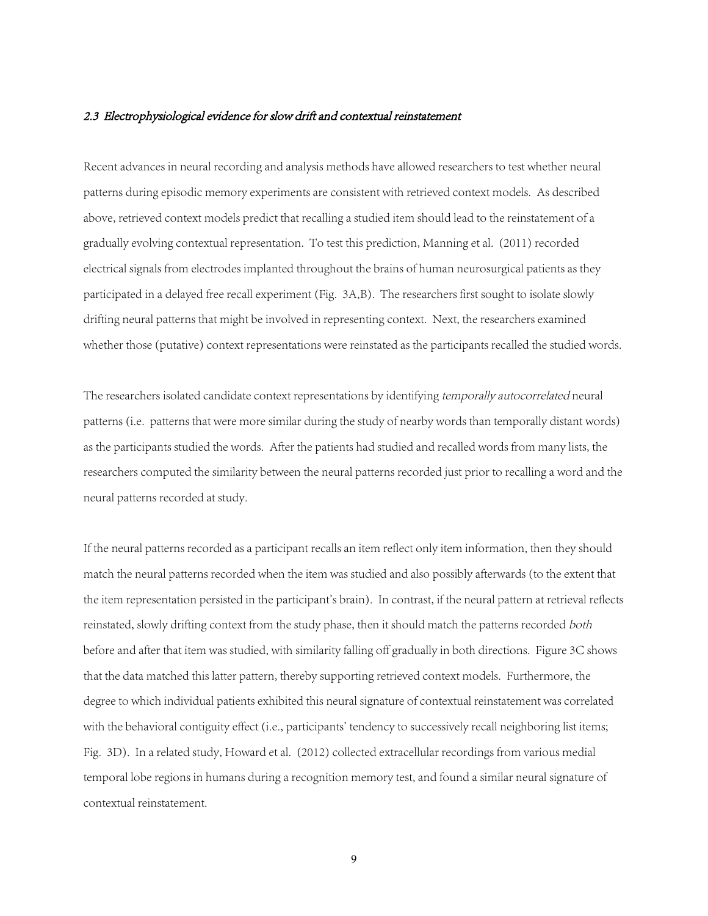### *2.3 Electrophysiological evidence for slow drift and contextual reinstatement*

Recent advances in neural recording and analysis methods have allowed researchers to test whether neural patterns during episodic memory experiments are consistent with retrieved context models. As described above, retrieved context models predict that recalling a studied item should lead to the reinstatement of a gradually evolving contextual representation. To test this prediction, Manning et al. (2011) recorded electrical signals from electrodes implanted throughout the brains of human neurosurgical patients as they participated in a delayed free recall experiment (Fig. 3A,B). The researchers first sought to isolate slowly drifting neural patterns that might be involved in representing context. Next, the researchers examined whether those (putative) context representations were reinstated as the participants recalled the studied words.

The researchers isolated candidate context representations by identifying *temporally autocorrelated* neural patterns (i.e. patterns that were more similar during the study of nearby words than temporally distant words) as the participants studied the words. After the patients had studied and recalled words from many lists, the researchers computed the similarity between the neural patterns recorded just prior to recalling a word and the neural patterns recorded at study.

If the neural patterns recorded as a participant recalls an item reflect only item information, then they should match the neural patterns recorded when the item was studied and also possibly afterwards (to the extent that the item representation persisted in the participant's brain). In contrast, if the neural pattern at retrieval reflects reinstated, slowly drifting context from the study phase, then it should match the patterns recorded *both* before and after that item was studied, with similarity falling off gradually in both directions. Figure 3C shows that the data matched this latter pattern, thereby supporting retrieved context models. Furthermore, the degree to which individual patients exhibited this neural signature of contextual reinstatement was correlated with the behavioral contiguity effect (i.e., participants' tendency to successively recall neighboring list items; Fig. 3D). In a related study, Howard et al. (2012) collected extracellular recordings from various medial temporal lobe regions in humans during a recognition memory test, and found a similar neural signature of contextual reinstatement.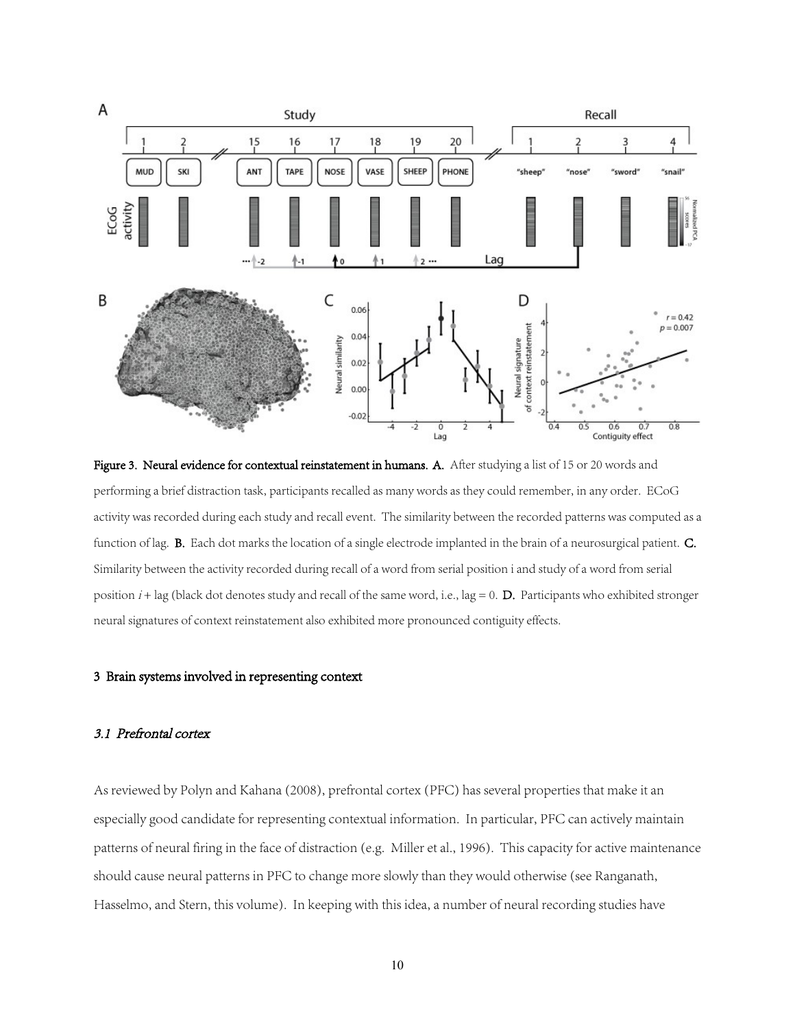**Figure 3. Neural evidence for contextual reinstatement in humans. A.** After studying a list of 15 or 20 words and performing a brief distraction task, participants recalled as many words as they could remember, in any order. ECoG activity was recorded during each study and recall event. The similarity between the recorded patterns was computed as a function of lag. **B.** Each dot marks the location of a single electrode implanted in the brain of a neurosurgical patient. **C.** Similarity between the activity recorded during recall of a word from serial position i and study of a word from serial position *i* + lag (black dot denotes study and recall of the same word, i.e., lag = 0. **D.** Participants who exhibited stronger neural signatures of context reinstatement also exhibited more pronounced contiguity effects.

## 3 Brain systems involved in representing context

### *3.1 Prefrontal cortex*

As reviewed by Polyn and Kahana (2008), prefrontal cortex (PFC) has several properties that make it an especially good candidate for representing contextual information. In particular, PFC can actively maintain patterns of neural firing in the face of distraction (e.g. Miller et al., 1996). This capacity for active maintenance should cause neural patterns in PFC to change more slowly than they would otherwise (see Ranganath, Hasselmo, and Stern, this volume). In keeping with this idea, a number of neural recording studies have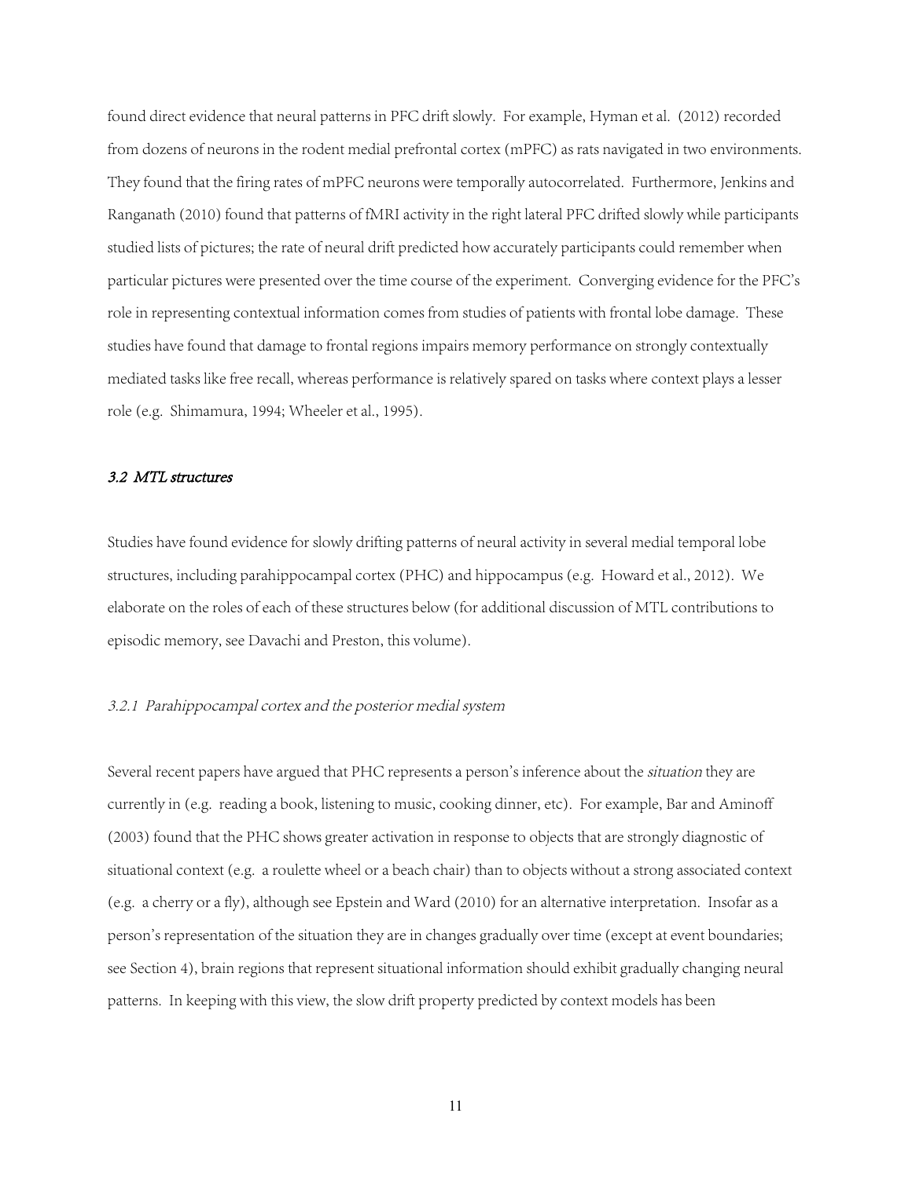found direct evidence that neural patterns in PFC drift slowly. For example, Hyman et al. (2012) recorded from dozens of neurons in the rodent medial prefrontal cortex (mPFC) as rats navigated in two environments. They found that the firing rates of mPFC neurons were temporally autocorrelated. Furthermore, Jenkins and Ranganath (2010) found that patterns of fMRI activity in the right lateral PFC drifted slowly while participants studied lists of pictures; the rate of neural drift predicted how accurately participants could remember when particular pictures were presented over the time course of the experiment. Converging evidence for the PFC's role in representing contextual information comes from studies of patients with frontal lobe damage. These studies have found that damage to frontal regions impairs memory performance on strongly contextually mediated tasks like free recall, whereas performance is relatively spared on tasks where context plays a lesser role (e.g. Shimamura, 1994; Wheeler et al., 1995).

### *3.2 MTL structures*

Studies have found evidence for slowly drifting patterns of neural activity in several medial temporal lobe structures, including parahippocampal cortex (PHC) and hippocampus (e.g. Howard et al., 2012). We elaborate on the roles of each of these structures below (for additional discussion of MTL contributions to episodic memory, see Davachi and Preston, this volume).

#### *3.2.1 Parahippocampal cortex and the posterior medial system*

Several recent papers have argued that PHC represents a person's inference about the *situation* they are currently in (e.g. reading a book, listening to music, cooking dinner, etc). For example, Bar and Aminoff (2003) found that the PHC shows greater activation in response to objects that are strongly diagnostic of situational context (e.g. a roulette wheel or a beach chair) than to objects without a strong associated context (e.g. a cherry or a fly), although see Epstein and Ward (2010) for an alternative interpretation. Insofar as a person's representation of the situation they are in changes gradually over time (except at event boundaries; see Section 4), brain regions that represent situational information should exhibit gradually changing neural patterns. In keeping with this view, the slow drift property predicted by context models has been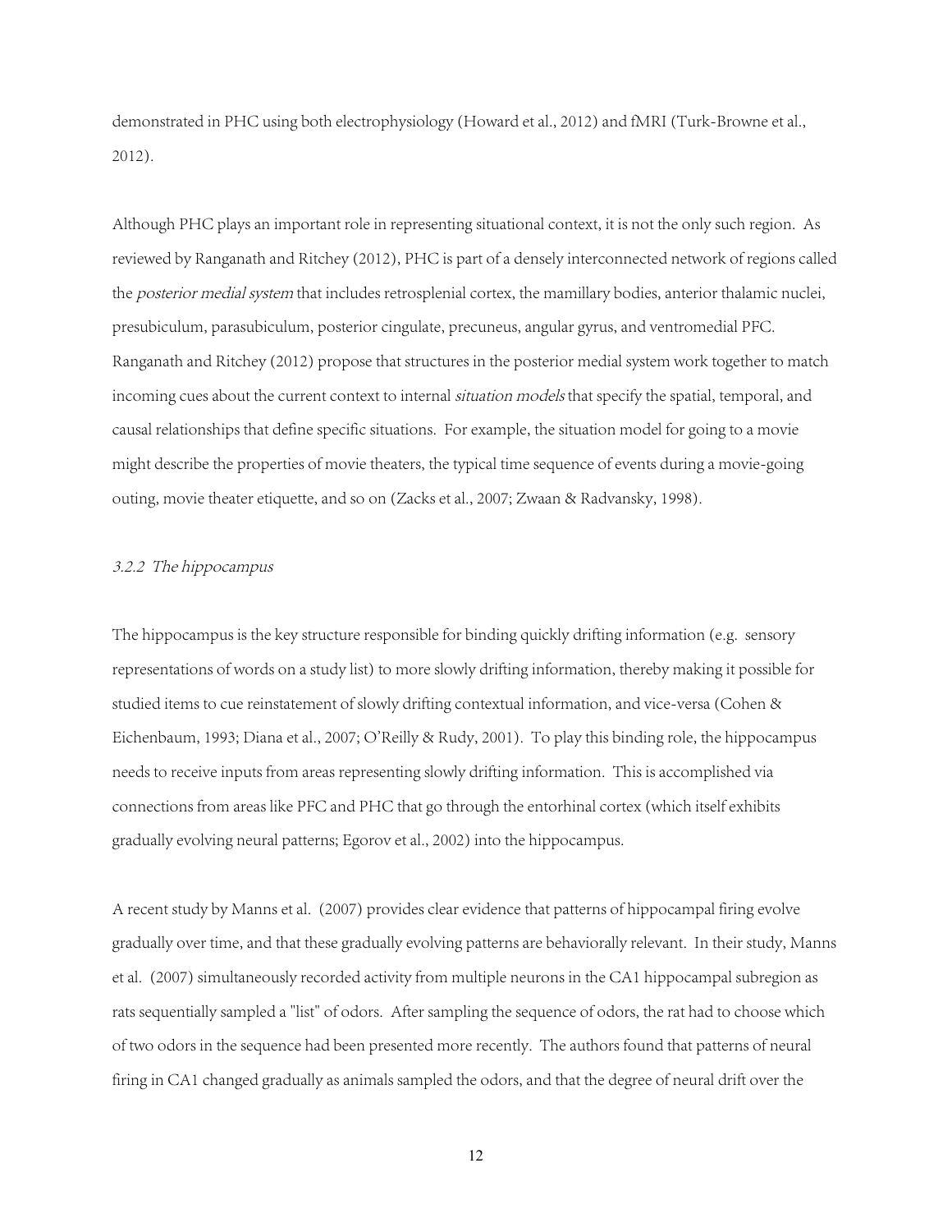demonstrated in PHC using both electrophysiology (Howard et al., 2012) and fMRI (Turk-Browne et al., 2012).

Although PHC plays an important role in representing situational context, it is not the only such region. As reviewed by Ranganath and Ritchey (2012), PHC is part of a densely interconnected network of regions called the *posterior medial system* that includes retrosplenial cortex, the mamillary bodies, anterior thalamic nuclei, presubiculum, parasubiculum, posterior cingulate, precuneus, angular gyrus, and ventromedial PFC. Ranganath and Ritchey (2012) propose that structures in the posterior medial system work together to match incoming cues about the current context to internal *situation models* that specify the spatial, temporal, and causal relationships that define specific situations. For example, the situation model for going to a movie might describe the properties of movie theaters, the typical time sequence of events during a movie-going outing, movie theater etiquette, and so on (Zacks et al., 2007; Zwaan & Radvansky, 1998).

### *3.2.2 The hippocampus*

The hippocampus is the key structure responsible for binding quickly drifting information (e.g. sensory representations of words on a study list) to more slowly drifting information, thereby making it possible for studied items to cue reinstatement of slowly drifting contextual information, and vice-versa (Cohen & Eichenbaum, 1993; Diana et al., 2007; O'Reilly & Rudy, 2001). To play this binding role, the hippocampus needs to receive inputs from areas representing slowly drifting information. This is accomplished via connections from areas like PFC and PHC that go through the entorhinal cortex (which itself exhibits gradually evolving neural patterns; Egorov et al., 2002) into the hippocampus.

A recent study by Manns et al. (2007) provides clear evidence that patterns of hippocampal firing evolve gradually over time, and that these gradually evolving patterns are behaviorally relevant. In their study, Manns et al. (2007) simultaneously recorded activity from multiple neurons in the CA1 hippocampal subregion as rats sequentially sampled a "list" of odors. After sampling the sequence of odors, the rat had to choose which of two odors in the sequence had been presented more recently. The authors found that patterns of neural firing in CA1 changed gradually as animals sampled the odors, and that the degree of neural drift over the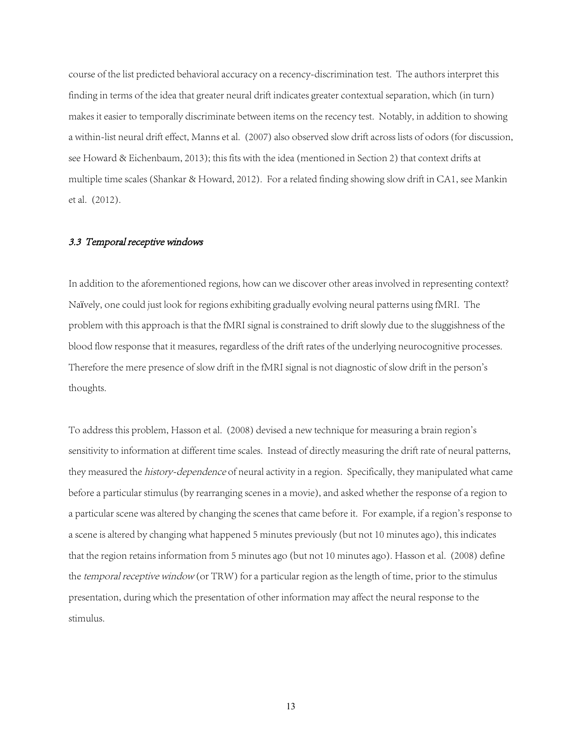course of the list predicted behavioral accuracy on a recency-discrimination test. The authors interpret this finding in terms of the idea that greater neural drift indicates greater contextual separation, which (in turn) makes it easier to temporally discriminate between items on the recency test. Notably, in addition to showing a within-list neural drift effect, Manns et al. (2007) also observed slow drift across lists of odors (for discussion, see Howard & Eichenbaum, 2013); this fits with the idea (mentioned in Section 2) that context drifts at multiple time scales (Shankar & Howard, 2012). For a related finding showing slow drift in CA1, see Mankin et al. (2012).

### *3.3 Temporal receptive windows*

In addition to the aforementioned regions, how can we discover other areas involved in representing context? Naïvely, one could just look for regions exhibiting gradually evolving neural patterns using fMRI. The problem with this approach is that the fMRI signal is constrained to drift slowly due to the sluggishness of the blood flow response that it measures, regardless of the drift rates of the underlying neurocognitive processes. Therefore the mere presence of slow drift in the fMRI signal is not diagnostic of slow drift in the person's thoughts.

To address this problem, Hasson et al. (2008) devised a new technique for measuring a brain region's sensitivity to information at different time scales. Instead of directly measuring the drift rate of neural patterns, they measured the *history-dependence* of neural activity in a region. Specifically, they manipulated what came before a particular stimulus (by rearranging scenes in a movie), and asked whether the response of a region to a particular scene was altered by changing the scenes that came before it. For example, if a region's response to a scene is altered by changing what happened 5 minutes previously (but not 10 minutes ago), this indicates that the region retains information from 5 minutes ago (but not 10 minutes ago). Hasson et al. (2008) define the *temporal receptive window* (or TRW) for a particular region as the length of time, prior to the stimulus presentation, during which the presentation of other information may affect the neural response to the stimulus.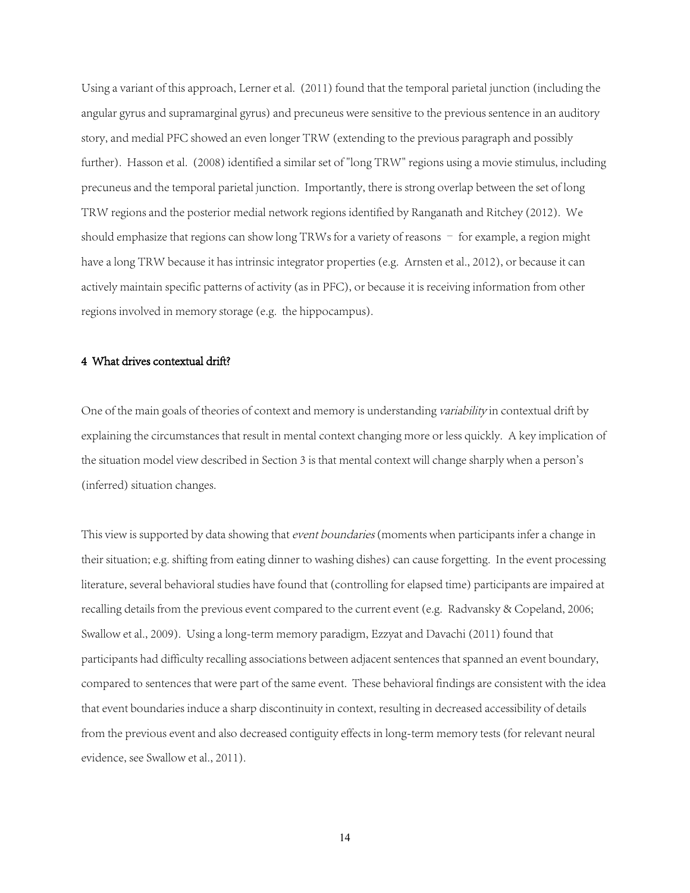Using a variant of this approach, Lerner et al. (2011) found that the temporal parietal junction (including the angular gyrus and supramarginal gyrus) and precuneus were sensitive to the previous sentence in an auditory story, and medial PFC showed an even longer TRW (extending to the previous paragraph and possibly further). Hasson et al. (2008) identified a similar set of "long TRW" regions using a movie stimulus, including precuneus and the temporal parietal junction. Importantly, there is strong overlap between the set of long TRW regions and the posterior medial network regions identified by Ranganath and Ritchey (2012). We should emphasize that regions can show long TRWs for a variety of reasons – for example, a region might have a long TRW because it has intrinsic integrator properties (e.g. Arnsten et al., 2012), or because it can actively maintain specific patterns of activity (as in PFC), or because it is receiving information from other regions involved in memory storage (e.g. the hippocampus).

## 4 What drives contextual drift?

One of the main goals of theories of context and memory is understanding *variability* in contextual drift by explaining the circumstances that result in mental context changing more or less quickly. A key implication of the situation model view described in Section 3 is that mental context will change sharply when a person's (inferred) situation changes.

This view is supported by data showing that *event boundaries* (moments when participants infer a change in their situation; e.g. shifting from eating dinner to washing dishes) can cause forgetting. In the event processing literature, several behavioral studies have found that (controlling for elapsed time) participants are impaired at recalling details from the previous event compared to the current event (e.g. Radvansky & Copeland, 2006; Swallow et al., 2009). Using a long-term memory paradigm, Ezzyat and Davachi (2011) found that participants had difficulty recalling associations between adjacent sentences that spanned an event boundary, compared to sentences that were part of the same event. These behavioral findings are consistent with the idea that event boundaries induce a sharp discontinuity in context, resulting in decreased accessibility of details from the previous event and also decreased contiguity effects in long-term memory tests (for relevant neural evidence, see Swallow et al., 2011).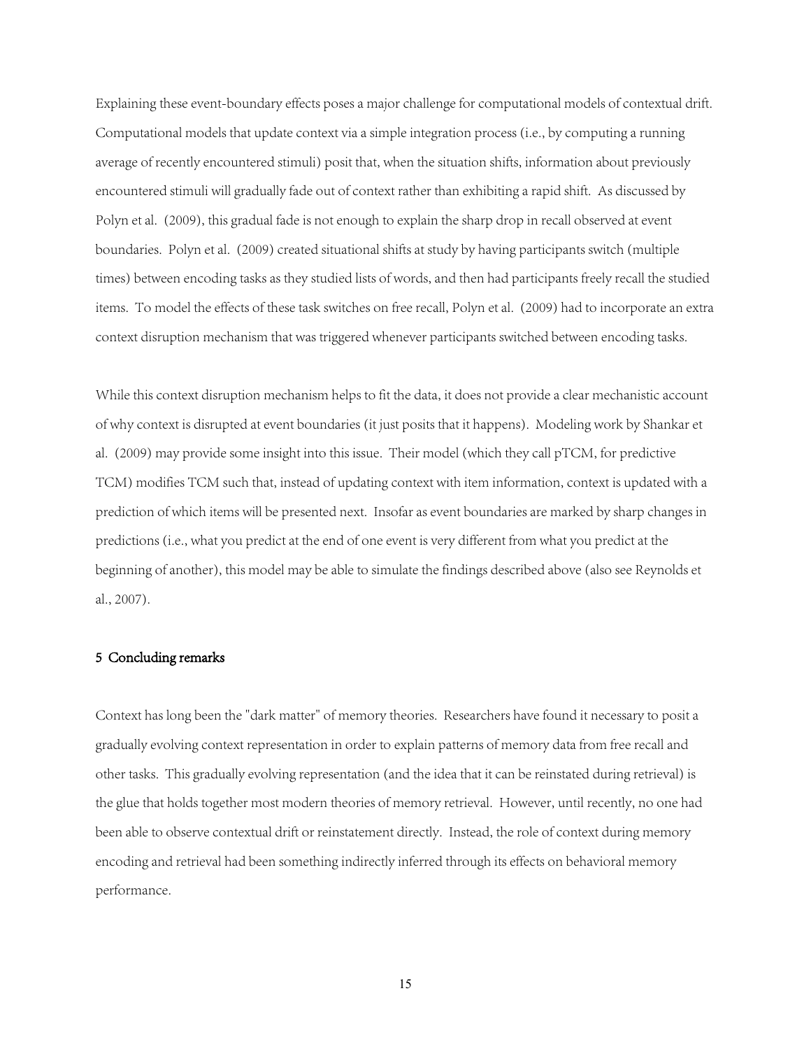Explaining these event-boundary effects poses a major challenge for computational models of contextual drift. Computational models that update context via a simple integration process (i.e., by computing a running average of recently encountered stimuli) posit that, when the situation shifts, information about previously encountered stimuli will gradually fade out of context rather than exhibiting a rapid shift. As discussed by Polyn et al. (2009), this gradual fade is not enough to explain the sharp drop in recall observed at event boundaries. Polyn et al. (2009) created situational shifts at study by having participants switch (multiple times) between encoding tasks as they studied lists of words, and then had participants freely recall the studied items. To model the effects of these task switches on free recall, Polyn et al. (2009) had to incorporate an extra context disruption mechanism that was triggered whenever participants switched between encoding tasks.

While this context disruption mechanism helps to fit the data, it does not provide a clear mechanistic account of why context is disrupted at event boundaries (it just posits that it happens). Modeling work by Shankar et al. (2009) may provide some insight into this issue. Their model (which they call pTCM, for predictive TCM) modifies TCM such that, instead of updating context with item information, context is updated with a prediction of which items will be presented next. Insofar as event boundaries are marked by sharp changes in predictions (i.e., what you predict at the end of one event is very different from what you predict at the beginning of another), this model may be able to simulate the findings described above (also see Reynolds et al., 2007).

## 5 Concluding remarks

Context has long been the "dark matter" of memory theories. Researchers have found it necessary to posit a gradually evolving context representation in order to explain patterns of memory data from free recall and other tasks. This gradually evolving representation (and the idea that it can be reinstated during retrieval) is the glue that holds together most modern theories of memory retrieval. However, until recently, no one had been able to observe contextual drift or reinstatement directly. Instead, the role of context during memory encoding and retrieval had been something indirectly inferred through its effects on behavioral memory performance.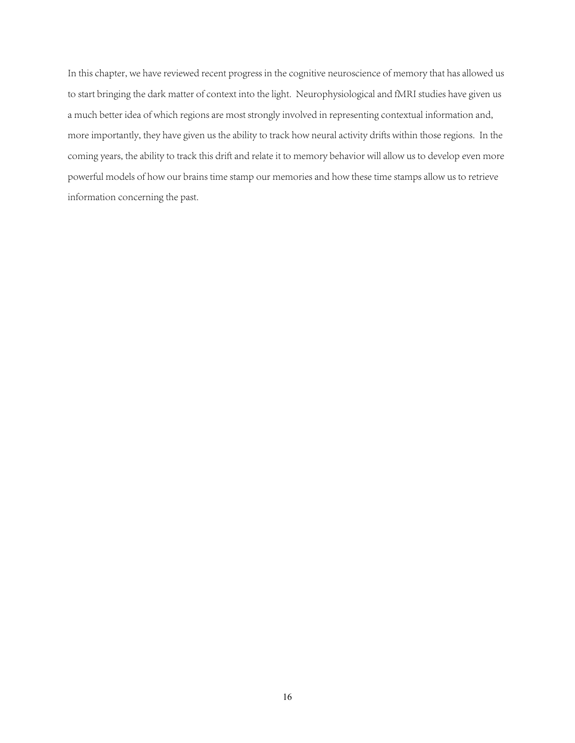In this chapter, we have reviewed recent progress in the cognitive neuroscience of memory that has allowed us to start bringing the dark matter of context into the light. Neurophysiological and fMRI studies have given us a much better idea of which regions are most strongly involved in representing contextual information and, more importantly, they have given us the ability to track how neural activity drifts within those regions. In the coming years, the ability to track this drift and relate it to memory behavior will allow us to develop even more powerful models of how our brains time stamp our memories and how these time stamps allow us to retrieve information concerning the past.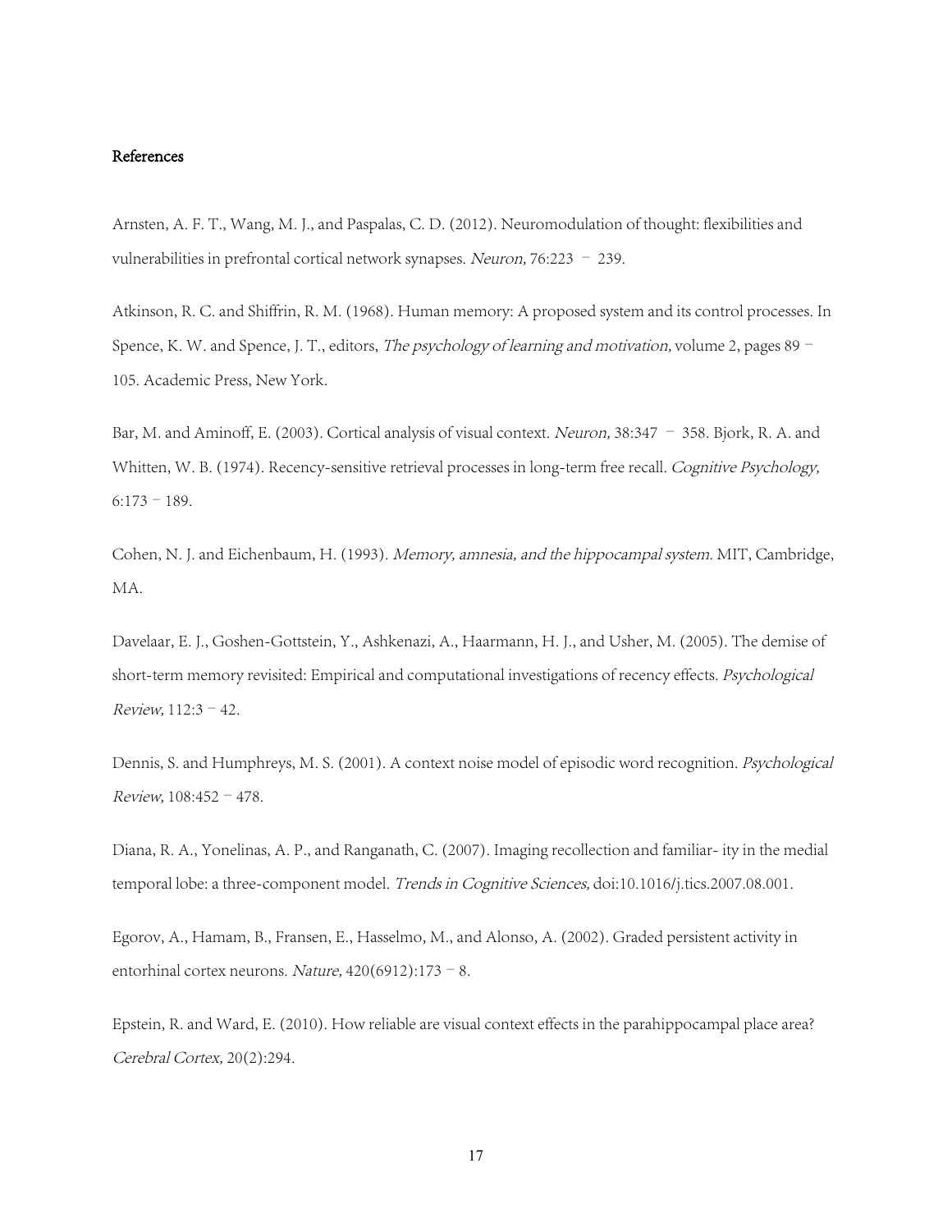# References

Arnsten, A. F. T., Wang, M. J., and Paspalas, C. D. (2012). Neuromodulation of thought: flexibilities and vulnerabilities in prefrontal cortical network synapses. *Neuron,* 76:223 – 239.

Atkinson, R. C. and Shiffrin, R. M. (1968). Human memory: A proposed system and its control processes. In Spence, K. W. and Spence, J. T., editors, *The psychology of learning and motivation,* volume 2, pages 89 – 105. Academic Press, New York.

Bar, M. and Aminoff, E. (2003). Cortical analysis of visual context. *Neuron,* 38:347 – 358. Bjork, R. A. and Whitten, W. B. (1974). Recency-sensitive retrieval processes in long-term free recall. *Cognitive Psychology,* 6:173 – 189.

Cohen, N. J. and Eichenbaum, H. (1993). *Memory, amnesia, and the hippocampal system.* MIT, Cambridge, MA.

Davelaar, E. J., Goshen-Gottstein, Y., Ashkenazi, A., Haarmann, H. J., and Usher, M. (2005). The demise of short-term memory revisited: Empirical and computational investigations of recency effects. *Psychological Review,* 112:3 – 42.

Dennis, S. and Humphreys, M. S. (2001). A context noise model of episodic word recognition. *Psychological Review,* 108:452 – 478.

Diana, R. A., Yonelinas, A. P., and Ranganath, C. (2007). Imaging recollection and familiar- ity in the medial temporal lobe: a three-component model. *Trends in Cognitive Sciences,* doi:10.1016/j.tics.2007.08.001.

Egorov, A., Hamam, B., Fransen, E., Hasselmo, M., and Alonso, A. (2002). Graded persistent activity in entorhinal cortex neurons. *Nature,* 420(6912):173 – 8.

Epstein, R. and Ward, E. (2010). How reliable are visual context effects in the parahippocampal place area? *Cerebral Cortex,* 20(2):294.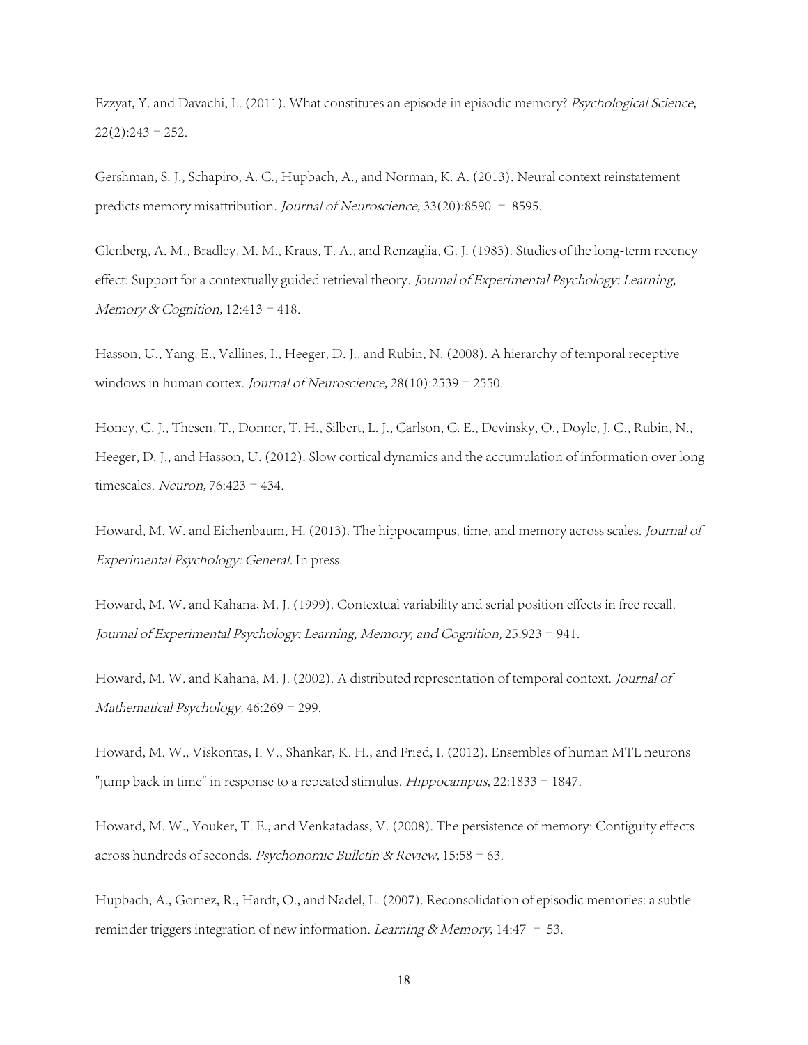Ezzyat, Y. and Davachi, L. (2011). What constitutes an episode in episodic memory? *Psychological Science,* 22(2):243 – 252.

Gershman, S. J., Schapiro, A. C., Hupbach, A., and Norman, K. A. (2013). Neural context reinstatement predicts memory misattribution. *Journal of Neuroscience,* 33(20):8590 – 8595.

Glenberg, A. M., Bradley, M. M., Kraus, T. A., and Renzaglia, G. J. (1983). Studies of the long-term recency effect: Support for a contextually guided retrieval theory. *Journal of Experimental Psychology: Learning, Memory & Cognition,* 12:413 – 418.

Hasson, U., Yang, E., Vallines, I., Heeger, D. J., and Rubin, N. (2008). A hierarchy of temporal receptive windows in human cortex. *Journal of Neuroscience,* 28(10):2539 – 2550.

Honey, C. J., Thesen, T., Donner, T. H., Silbert, L. J., Carlson, C. E., Devinsky, O., Doyle, J. C., Rubin, N., Heeger, D. J., and Hasson, U. (2012). Slow cortical dynamics and the accumulation of information over long timescales. *Neuron,* 76:423 – 434.

Howard, M. W. and Eichenbaum, H. (2013). The hippocampus, time, and memory across scales. *Journal of Experimental Psychology: General.* In press.

Howard, M. W. and Kahana, M. J. (1999). Contextual variability and serial position effects in free recall. *Journal of Experimental Psychology: Learning, Memory, and Cognition,* 25:923 – 941.

Howard, M. W. and Kahana, M. J. (2002). A distributed representation of temporal context. *Journal of Mathematical Psychology,* 46:269 – 299.

Howard, M. W., Viskontas, I. V., Shankar, K. H., and Fried, I. (2012). Ensembles of human MTL neurons "jump back in time" in response to a repeated stimulus. *Hippocampus,* 22:1833 – 1847.

Howard, M. W., Youker, T. E., and Venkatadass, V. (2008). The persistence of memory: Contiguity effects across hundreds of seconds. *Psychonomic Bulletin & Review,* 15:58 – 63.

Hupbach, A., Gomez, R., Hardt, O., and Nadel, L. (2007). Reconsolidation of episodic memories: a subtle reminder triggers integration of new information. *Learning & Memory,* 14:47 – 53.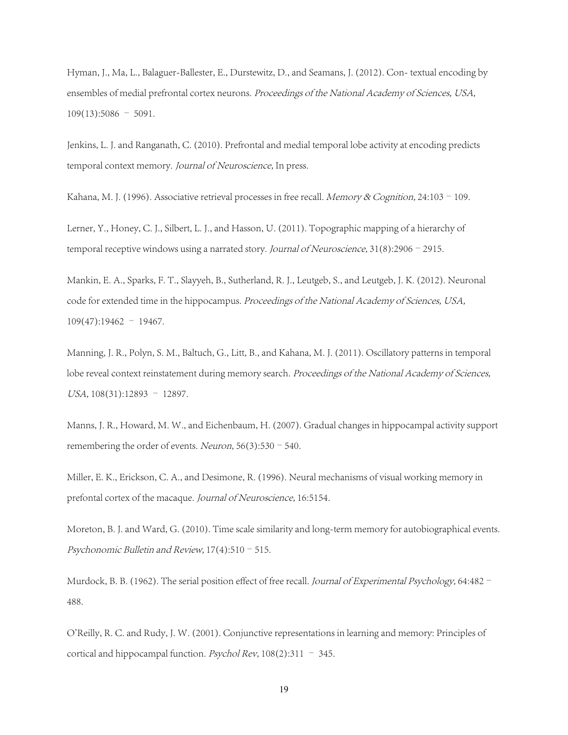Hyman, J., Ma, L., Balaguer-Ballester, E., Durstewitz, D., and Seamans, J. (2012). Con- textual encoding by ensembles of medial prefrontal cortex neurons. *Proceedings of the National Academy of Sciences, USA,* 109(13):5086 – 5091.

Jenkins, L. J. and Ranganath, C. (2010). Prefrontal and medial temporal lobe activity at encoding predicts temporal context memory. *Journal of Neuroscience,* In press.

Kahana, M. J. (1996). Associative retrieval processes in free recall. *Memory & Cognition,* 24:103 – 109.

Lerner, Y., Honey, C. J., Silbert, L. J., and Hasson, U. (2011). Topographic mapping of a hierarchy of temporal receptive windows using a narrated story. *Journal of Neuroscience,* 31(8):2906 – 2915.

Mankin, E. A., Sparks, F. T., Slayyeh, B., Sutherland, R. J., Leutgeb, S., and Leutgeb, J. K. (2012). Neuronal code for extended time in the hippocampus. *Proceedings of the National Academy of Sciences, USA,* 109(47):19462 – 19467.

Manning, J. R., Polyn, S. M., Baltuch, G., Litt, B., and Kahana, M. J. (2011). Oscillatory patterns in temporal lobe reveal context reinstatement during memory search. *Proceedings of the National Academy of Sciences, USA,* 108(31):12893 – 12897.

Manns, J. R., Howard, M. W., and Eichenbaum, H. (2007). Gradual changes in hippocampal activity support remembering the order of events. *Neuron,* 56(3):530 – 540.

Miller, E. K., Erickson, C. A., and Desimone, R. (1996). Neural mechanisms of visual working memory in prefontal cortex of the macaque. *Journal of Neuroscience,* 16:5154.

Moreton, B. J. and Ward, G. (2010). Time scale similarity and long-term memory for autobiographical events. *Psychonomic Bulletin and Review,* 17(4):510 – 515.

Murdock, B. B. (1962). The serial position effect of free recall. *Journal of Experimental Psychology,* 64:482 – 488.

O'Reilly, R. C. and Rudy, J. W. (2001). Conjunctive representations in learning and memory: Principles of cortical and hippocampal function. *Psychol Rev,* 108(2):311 – 345.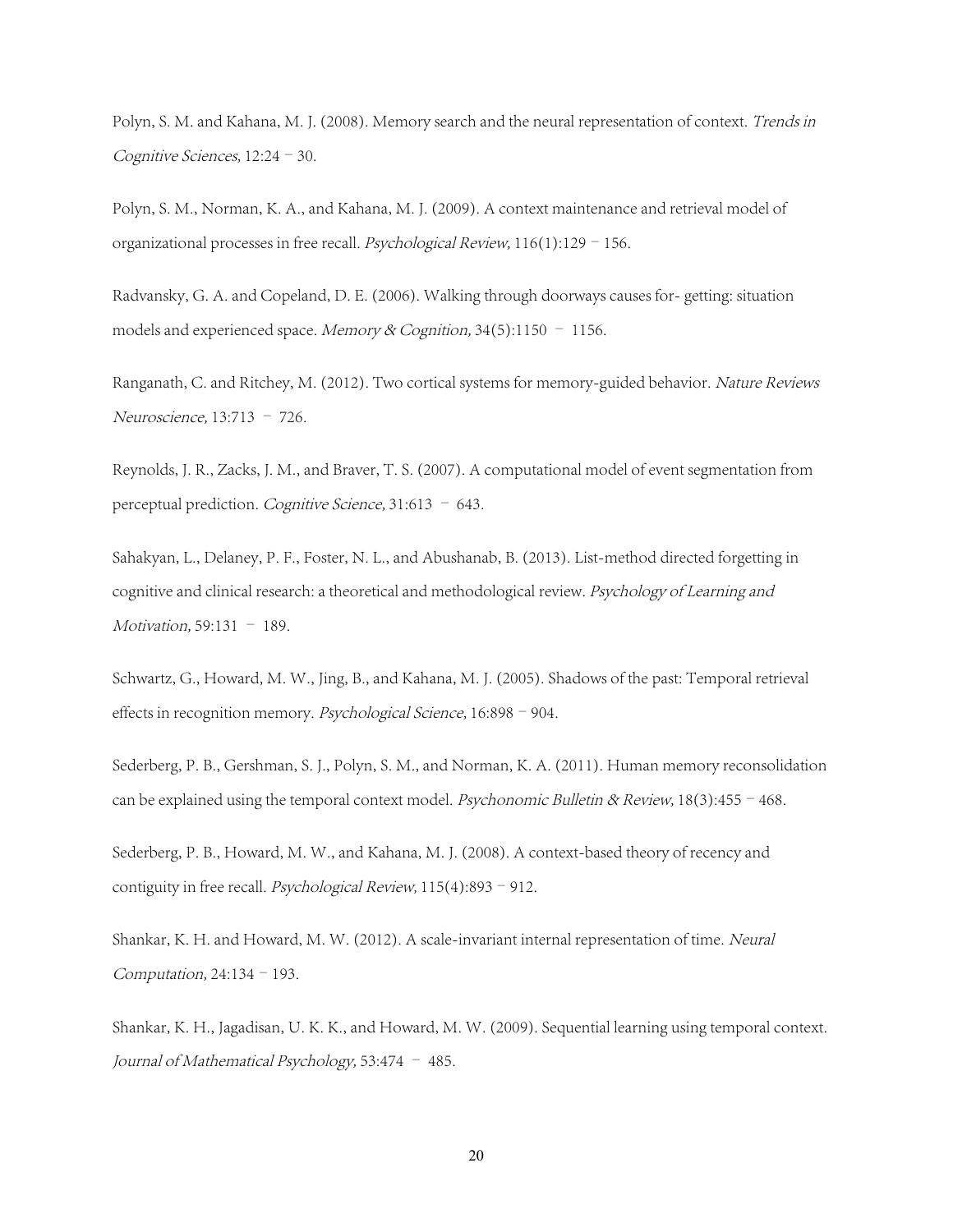Polyn, S. M. and Kahana, M. J. (2008). Memory search and the neural representation of context. *Trends in Cognitive Sciences,* 12:24 – 30.

Polyn, S. M., Norman, K. A., and Kahana, M. J. (2009). A context maintenance and retrieval model of organizational processes in free recall. *Psychological Review,* 116(1):129 – 156.

Radvansky, G. A. and Copeland, D. E. (2006). Walking through doorways causes for- getting: situation models and experienced space. *Memory & Cognition,* 34(5):1150 – 1156.

Ranganath, C. and Ritchey, M. (2012). Two cortical systems for memory-guided behavior. *Nature Reviews Neuroscience,* 13:713 – 726.

Reynolds, J. R., Zacks, J. M., and Braver, T. S. (2007). A computational model of event segmentation from perceptual prediction. *Cognitive Science,* 31:613 – 643.

Sahakyan, L., Delaney, P. F., Foster, N. L., and Abushanab, B. (2013). List-method directed forgetting in cognitive and clinical research: a theoretical and methodological review. *Psychology of Learning and Motivation,* 59:131 – 189.

Schwartz, G., Howard, M. W., Jing, B., and Kahana, M. J. (2005). Shadows of the past: Temporal retrieval effects in recognition memory. *Psychological Science,* 16:898 – 904.

Sederberg, P. B., Gershman, S. J., Polyn, S. M., and Norman, K. A. (2011). Human memory reconsolidation can be explained using the temporal context model. *Psychonomic Bulletin & Review,* 18(3):455 – 468.

Sederberg, P. B., Howard, M. W., and Kahana, M. J. (2008). A context-based theory of recency and contiguity in free recall. *Psychological Review,* 115(4):893 – 912.

Shankar, K. H. and Howard, M. W. (2012). A scale-invariant internal representation of time. *Neural Computation,* 24:134 – 193.

Shankar, K. H., Jagadisan, U. K. K., and Howard, M. W. (2009). Sequential learning using temporal context. *Journal of Mathematical Psychology,* 53:474 – 485.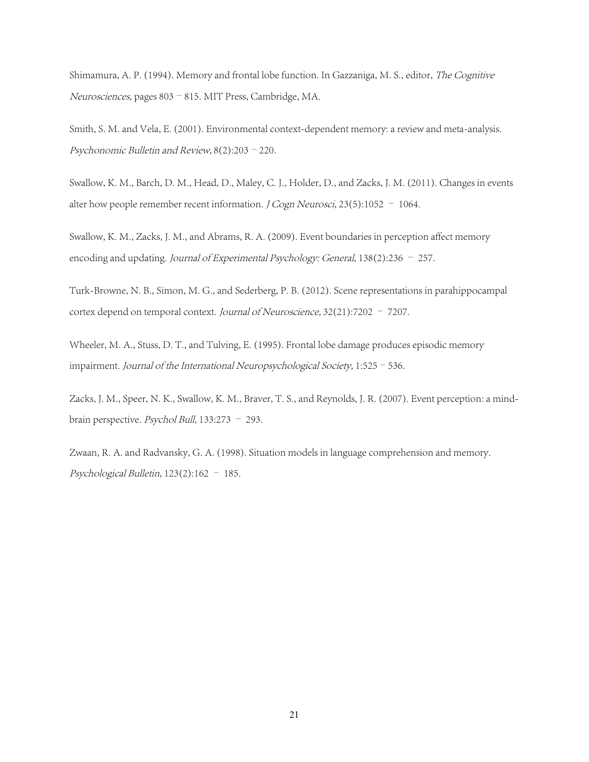Shimamura, A. P. (1994). Memory and frontal lobe function. In Gazzaniga, M. S., editor, *The Cognitive Neurosciences,* pages 803 – 815. MIT Press, Cambridge, MA.

Smith, S. M. and Vela, E. (2001). Environmental context-dependent memory: a review and meta-analysis. *Psychonomic Bulletin and Review,* 8(2):203 – 220.

Swallow, K. M., Barch, D. M., Head, D., Maley, C. J., Holder, D., and Zacks, J. M. (2011). Changes in events alter how people remember recent information. *J Cogn Neurosci,* 23(5):1052 – 1064.

Swallow, K. M., Zacks, J. M., and Abrams, R. A. (2009). Event boundaries in perception affect memory encoding and updating. *Journal of Experimental Psychology: General,* 138(2):236 – 257.

Turk-Browne, N. B., Simon, M. G., and Sederberg, P. B. (2012). Scene representations in parahippocampal cortex depend on temporal context. *Journal of Neuroscience,* 32(21):7202 – 7207.

Wheeler, M. A., Stuss, D. T., and Tulving, E. (1995). Frontal lobe damage produces episodic memory impairment. *Journal of the International Neuropsychological Society,* 1:525 – 536.

Zacks, J. M., Speer, N. K., Swallow, K. M., Braver, T. S., and Reynolds, J. R. (2007). Event perception: a mind-brain perspective. *Psychol Bull,* 133:273 – 293.

Zwaan, R. A. and Radvansky, G. A. (1998). Situation models in language comprehension and memory. *Psychological Bulletin,* 123(2):162 – 185.